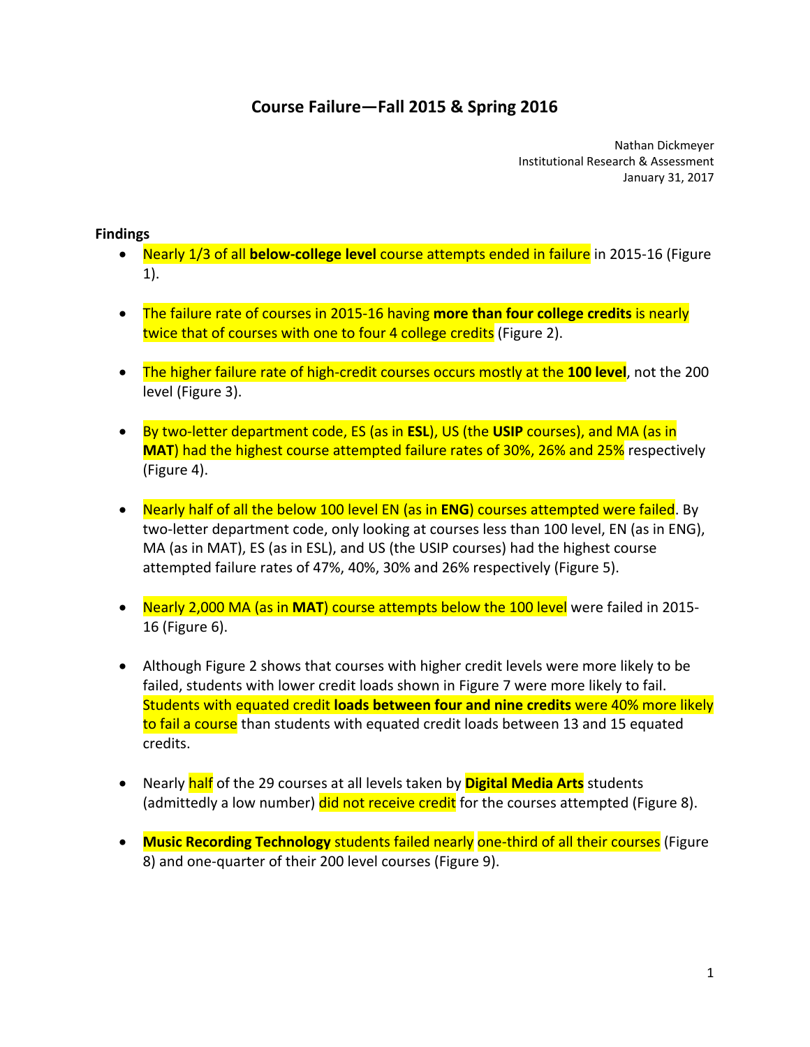# Course Failure—Fall 2015 & Spring 2016

Nathan Dickmeyer
Institutional Research & Assessment
January 31, 2017

**Findings**

- Nearly 1/3 of all **below-college level** course attempts ended in failure in 2015-16 (Figure 1).

- The failure rate of courses in 2015-16 having **more than four college credits** is nearly twice that of courses with one to four 4 college credits (Figure 2).

- The higher failure rate of high-credit courses occurs mostly at the **100 level**, not the 200 level (Figure 3).

- By two-letter department code, ES (as in **ESL**), US (the **USIP** courses), and MA (as in **MAT**) had the highest course attempted failure rates of 30%, 26% and 25% respectively (Figure 4).

- Nearly half of all the below 100 level EN (as in **ENG**) courses attempted were failed. By two-letter department code, only looking at courses less than 100 level, EN (as in ENG), MA (as in MAT), ES (as in ESL), and US (the USIP courses) had the highest course attempted failure rates of 47%, 40%, 30% and 26% respectively (Figure 5).

- Nearly 2,000 MA (as in **MAT**) course attempts below the 100 level were failed in 2015-16 (Figure 6).

- Although Figure 2 shows that courses with higher credit levels were more likely to be failed, students with lower credit loads shown in Figure 7 were more likely to fail. Students with equated credit **loads between four and nine credits** were 40% more likely to fail a course than students with equated credit loads between 13 and 15 equated credits.

- Nearly half of the 29 courses at all levels taken by **Digital Media Arts** students (admittedly a low number) did not receive credit for the courses attempted (Figure 8).

- **Music Recording Technology** students failed nearly one-third of all their courses (Figure 8) and one-quarter of their 200 level courses (Figure 9).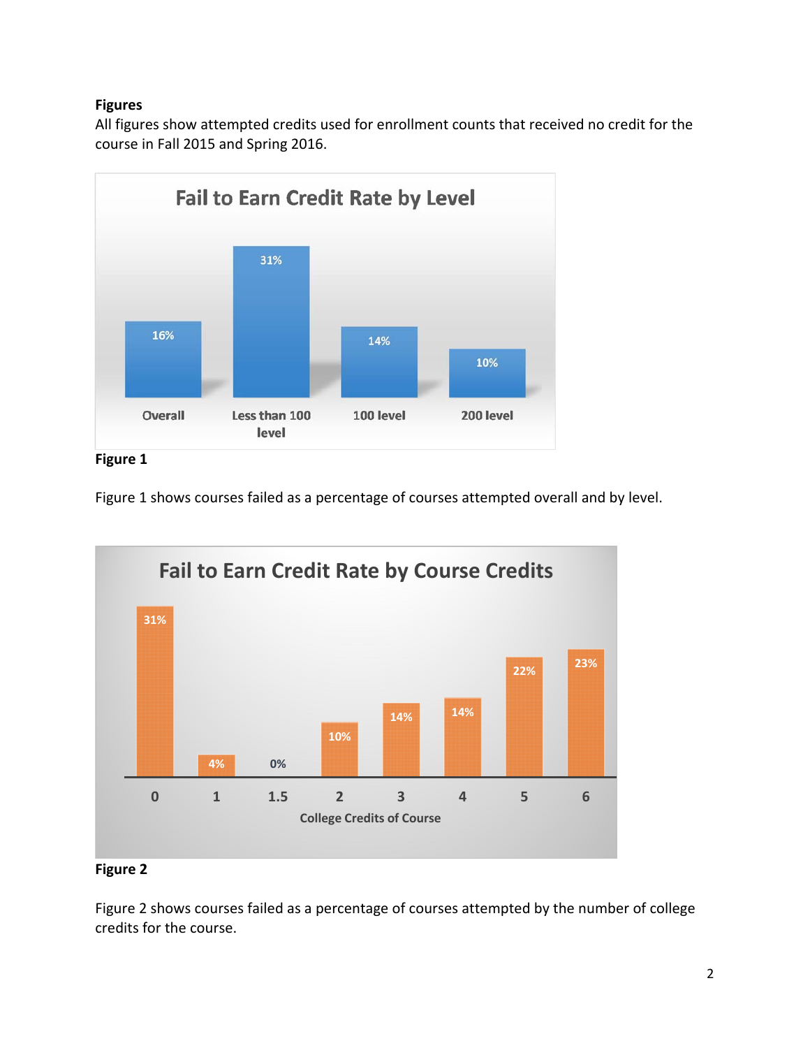**Figures**

All figures show attempted credits used for enrollment counts that received no credit for the course in Fall 2015 and Spring 2016.

**Fail to Earn Credit Rate by Level**

| Overall | Less than 100 level | 100 level | 200 level |
|---|---|---|---|
| 16% | 31% | 14% | 10% |

**Figure 1**

Figure 1 shows courses failed as a percentage of courses attempted overall and by level.

**Fail to Earn Credit Rate by Course Credits**

| College Credits of Course | 0 | 1 | 1.5 | 2 | 3 | 4 | 5 | 6 |
|---|---|---|---|---|---|---|---|---|
| Fail to Earn Credit Rate | 31% | 4% | 0% | 10% | 14% | 14% | 22% | 23% |

**Figure 2**

Figure 2 shows courses failed as a percentage of courses attempted by the number of college credits for the course.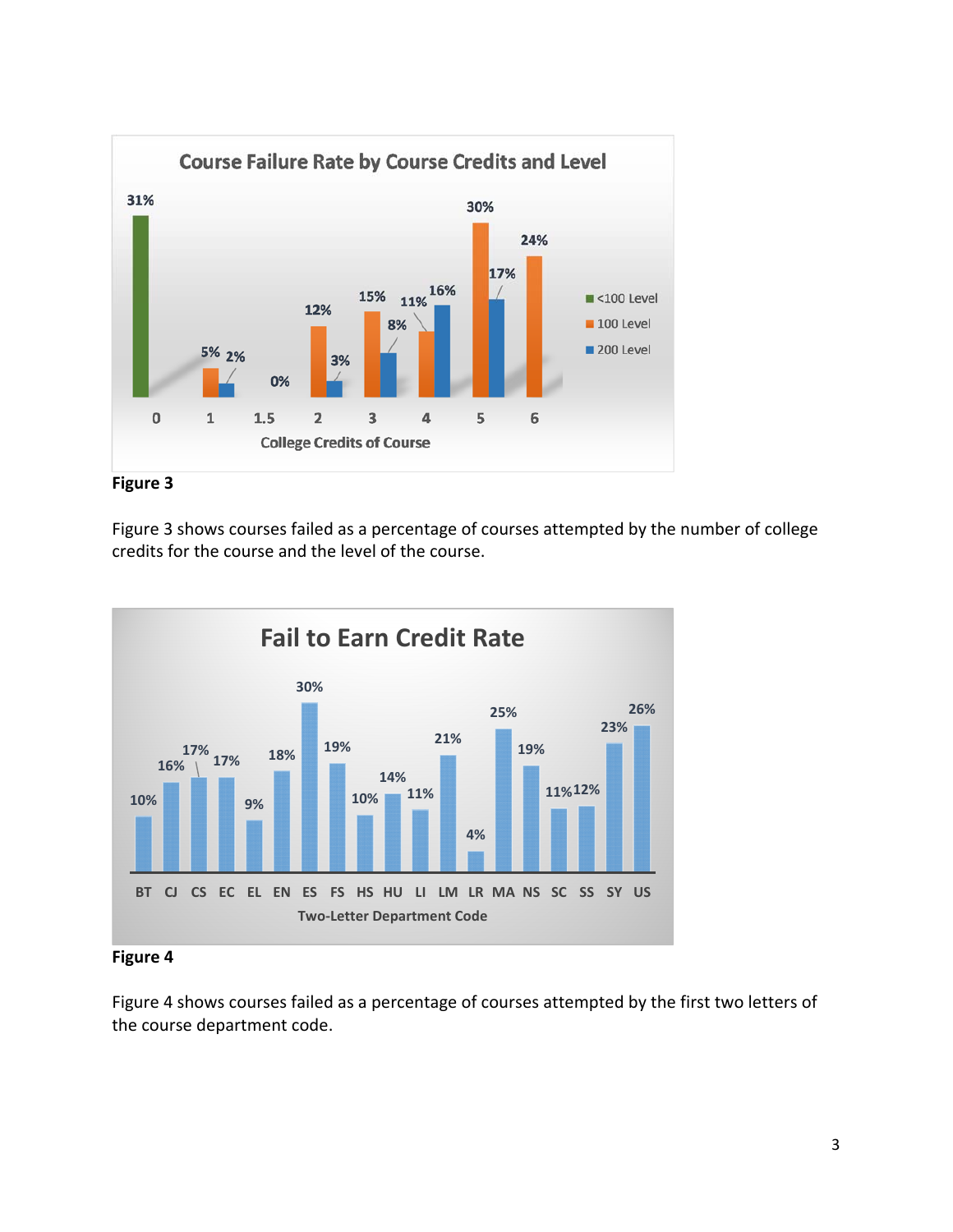**Course Failure Rate by Course Credits and Level**

| College Credits of Course | <100 Level | 100 Level | 200 Level |
|---|---|---|---|
| 0 | 31% | | |
| 1 | | 5% | 2% |
| 1.5 | | 0% | |
| 2 | | 12% | 3% |
| 3 | | 15% | 8% |
| 4 | | 11% | 16% |
| 5 | | 30% | 17% |
| 6 | | 24% | |

**Figure 3**

Figure 3 shows courses failed as a percentage of courses attempted by the number of college credits for the course and the level of the course.

**Fail to Earn Credit Rate**

| Two-Letter Department Code | BT | CJ | CS | EC | EL | EN | ES | FS | HS | HU | LI | LM | LR | MA | NS | SC | SS | SY | US |
|---|---|---|---|---|---|---|---|---|---|---|---|---|---|---|---|---|---|---|---|
| Fail to Earn Credit Rate | 10% | 16% | 17% | 17% | 9% | 18% | 30% | 19% | 10% | 14% | 11% | 21% | 4% | 25% | 19% | 11% | 12% | 23% | 26% |

**Figure 4**

Figure 4 shows courses failed as a percentage of courses attempted by the first two letters of the course department code.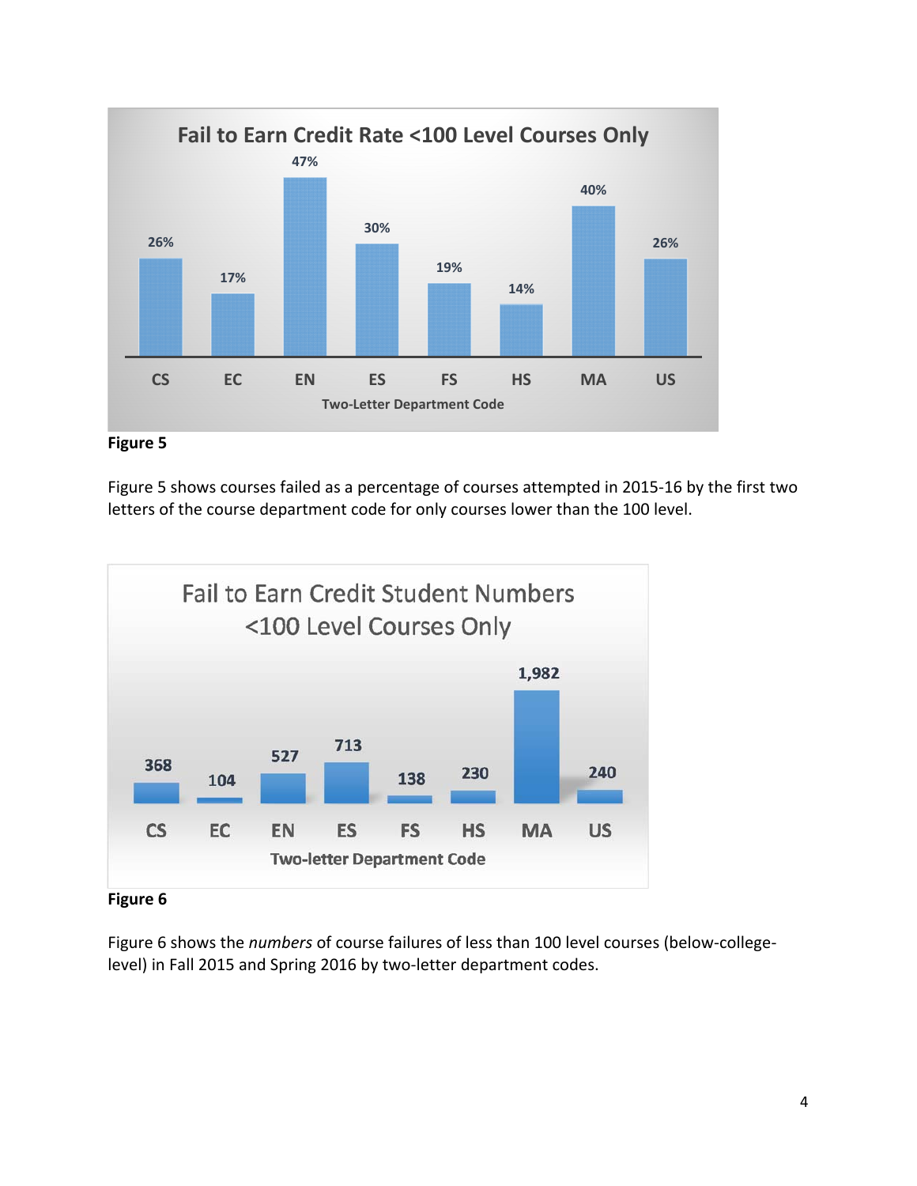**Fail to Earn Credit Rate <100 Level Courses Only**

| Two-Letter Department Code | CS | EC | EN | ES | FS | HS | MA | US |
|---|---|---|---|---|---|---|---|---|
| Rate | 26% | 17% | 47% | 30% | 19% | 14% | 40% | 26% |

**Figure 5**

Figure 5 shows courses failed as a percentage of courses attempted in 2015-16 by the first two letters of the course department code for only courses lower than the 100 level.

**Fail to Earn Credit Student Numbers <100 Level Courses Only**

| Two-letter Department Code | CS | EC | EN | ES | FS | HS | MA | US |
|---|---|---|---|---|---|---|---|---|
| Number | 368 | 104 | 527 | 713 | 138 | 230 | 1,982 | 240 |

**Figure 6**

Figure 6 shows the *numbers* of course failures of less than 100 level courses (below-college-level) in Fall 2015 and Spring 2016 by two-letter department codes.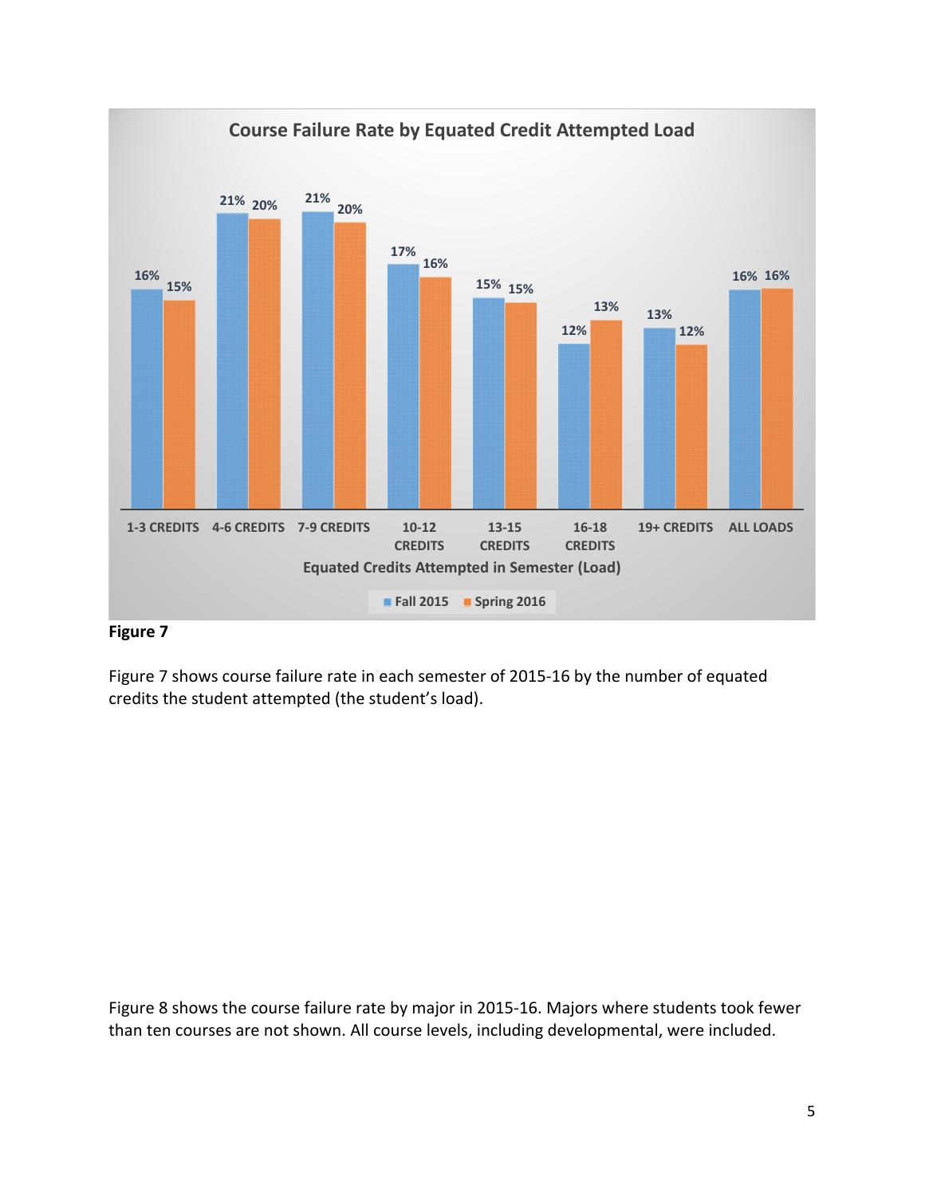**Course Failure Rate by Equated Credit Attempted Load**

| Equated Credits Attempted in Semester (Load) | Fall 2015 | Spring 2016 |
|---|---|---|
| 1-3 CREDITS | 16% | 15% |
| 4-6 CREDITS | 21% | 20% |
| 7-9 CREDITS | 21% | 20% |
| 10-12 CREDITS | 17% | 16% |
| 13-15 CREDITS | 15% | 15% |
| 16-18 CREDITS | 12% | 13% |
| 19+ CREDITS | 13% | 12% |
| ALL LOADS | 16% | 16% |

**Figure 7**

Figure 7 shows course failure rate in each semester of 2015-16 by the number of equated credits the student attempted (the student's load).

Figure 8 shows the course failure rate by major in 2015-16. Majors where students took fewer than ten courses are not shown. All course levels, including developmental, were included.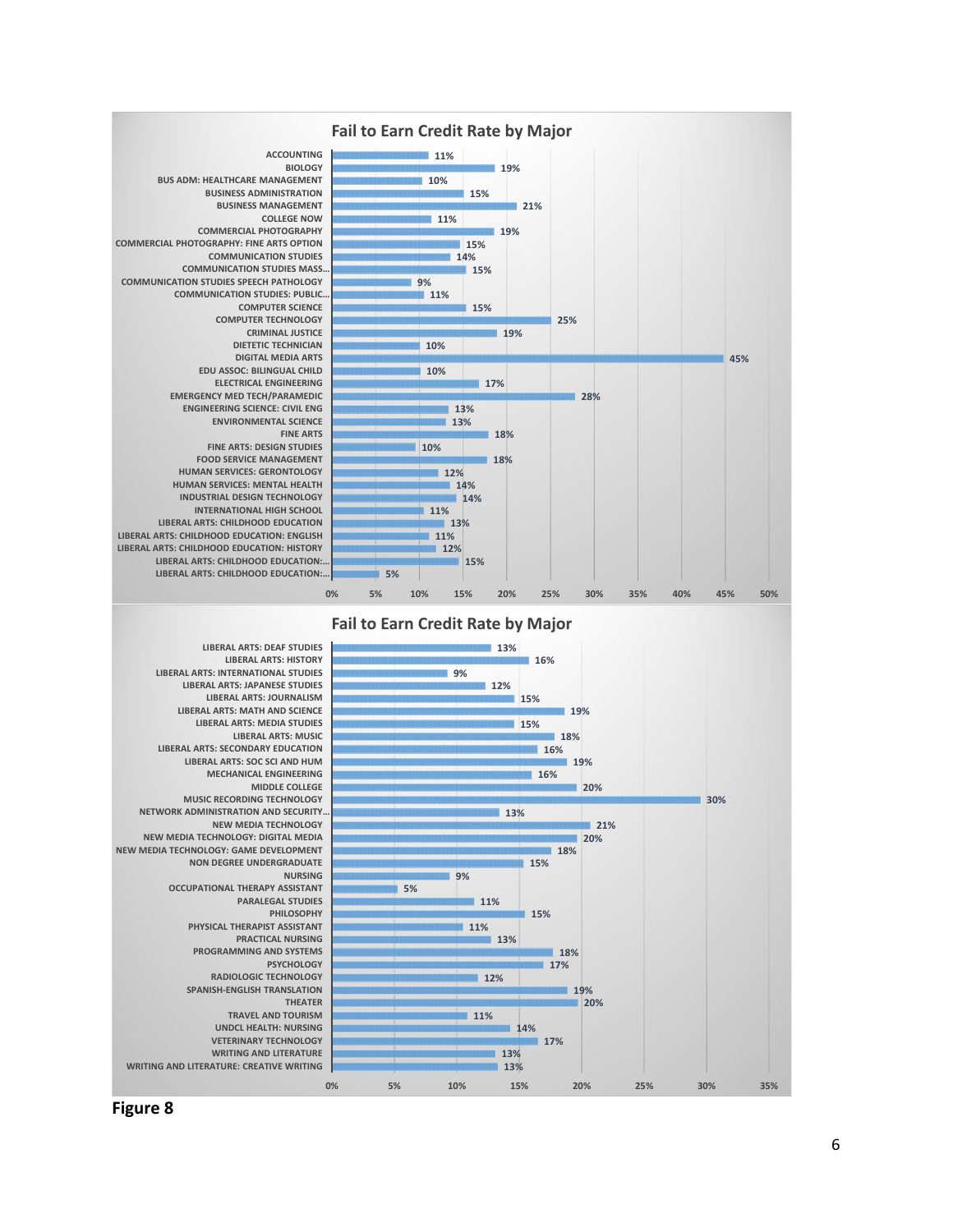## Fail to Earn Credit Rate by Major

| Major | Fail to Earn Credit Rate |
|---|---|
| ACCOUNTING | 11% |
| BIOLOGY | 19% |
| BUS ADM: HEALTHCARE MANAGEMENT | 10% |
| BUSINESS ADMINISTRATION | 15% |
| BUSINESS MANAGEMENT | 21% |
| COLLEGE NOW | 11% |
| COMMERCIAL PHOTOGRAPHY | 19% |
| COMMERCIAL PHOTOGRAPHY: FINE ARTS OPTION | 15% |
| COMMUNICATION STUDIES | 14% |
| COMMUNICATION STUDIES MASS... | 15% |
| COMMUNICATION STUDIES SPEECH PATHOLOGY | 9% |
| COMMUNICATION STUDIES: PUBLIC... | 11% |
| COMPUTER SCIENCE | 15% |
| COMPUTER TECHNOLOGY | 25% |
| CRIMINAL JUSTICE | 19% |
| DIETETIC TECHNICIAN | 10% |
| DIGITAL MEDIA ARTS | 45% |
| EDU ASSOC: BILINGUAL CHILD | 10% |
| ELECTRICAL ENGINEERING | 17% |
| EMERGENCY MED TECH/PARAMEDIC | 28% |
| ENGINEERING SCIENCE: CIVIL ENG | 13% |
| ENVIRONMENTAL SCIENCE | 13% |
| FINE ARTS | 18% |
| FINE ARTS: DESIGN STUDIES | 10% |
| FOOD SERVICE MANAGEMENT | 18% |
| HUMAN SERVICES: GERONTOLOGY | 12% |
| HUMAN SERVICES: MENTAL HEALTH | 14% |
| INDUSTRIAL DESIGN TECHNOLOGY | 14% |
| INTERNATIONAL HIGH SCHOOL | 11% |
| LIBERAL ARTS: CHILDHOOD EDUCATION | 13% |
| LIBERAL ARTS: CHILDHOOD EDUCATION: ENGLISH | 11% |
| LIBERAL ARTS: CHILDHOOD EDUCATION: HISTORY | 12% |
| LIBERAL ARTS: CHILDHOOD EDUCATION:... | 15% |
| LIBERAL ARTS: CHILDHOOD EDUCATION:... | 5% |

## Fail to Earn Credit Rate by Major

| Major | Fail to Earn Credit Rate |
|---|---|
| LIBERAL ARTS: DEAF STUDIES | 13% |
| LIBERAL ARTS: HISTORY | 16% |
| LIBERAL ARTS: INTERNATIONAL STUDIES | 9% |
| LIBERAL ARTS: JAPANESE STUDIES | 12% |
| LIBERAL ARTS: JOURNALISM | 15% |
| LIBERAL ARTS: MATH AND SCIENCE | 19% |
| LIBERAL ARTS: MEDIA STUDIES | 15% |
| LIBERAL ARTS: MUSIC | 18% |
| LIBERAL ARTS: SECONDARY EDUCATION | 16% |
| LIBERAL ARTS: SOC SCI AND HUM | 19% |
| MECHANICAL ENGINEERING | 16% |
| MIDDLE COLLEGE | 20% |
| MUSIC RECORDING TECHNOLOGY | 30% |
| NETWORK ADMINISTRATION AND SECURITY... | 13% |
| NEW MEDIA TECHNOLOGY | 21% |
| NEW MEDIA TECHNOLOGY: DIGITAL MEDIA | 20% |
| NEW MEDIA TECHNOLOGY: GAME DEVELOPMENT | 18% |
| NON DEGREE UNDERGRADUATE | 15% |
| NURSING | 9% |
| OCCUPATIONAL THERAPY ASSISTANT | 5% |
| PARALEGAL STUDIES | 11% |
| PHILOSOPHY | 15% |
| PHYSICAL THERAPIST ASSISTANT | 11% |
| PRACTICAL NURSING | 13% |
| PROGRAMMING AND SYSTEMS | 18% |
| PSYCHOLOGY | 17% |
| RADIOLOGIC TECHNOLOGY | 12% |
| SPANISH-ENGLISH TRANSLATION | 19% |
| THEATER | 20% |
| TRAVEL AND TOURISM | 11% |
| UNDCL HEALTH: NURSING | 14% |
| VETERINARY TECHNOLOGY | 17% |
| WRITING AND LITERATURE | 13% |
| WRITING AND LITERATURE: CREATIVE WRITING | 13% |

**Figure 8**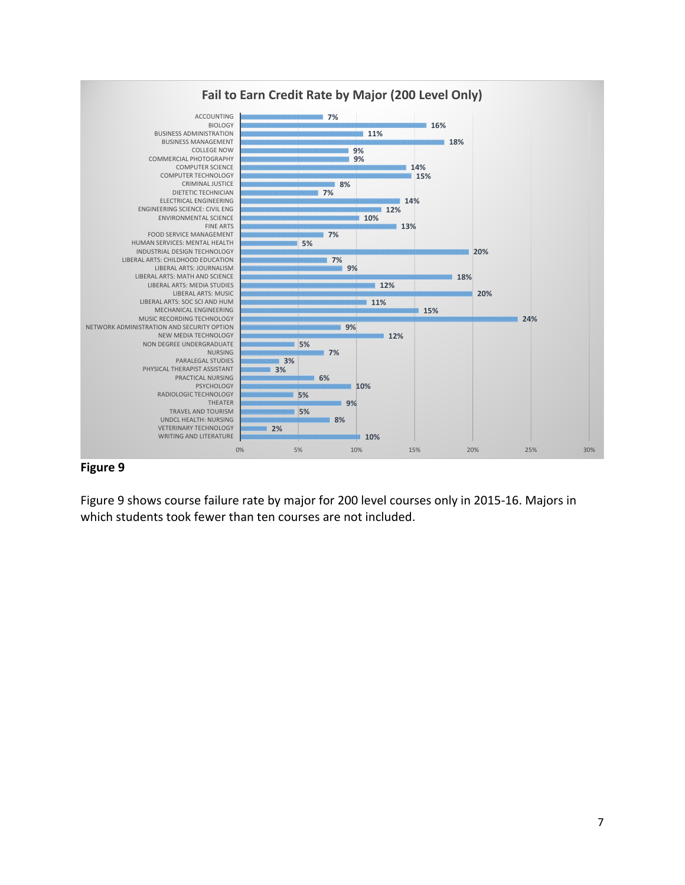Fail to Earn Credit Rate by Major (200 Level Only)

ACCOUNTING 7%
BIOLOGY 16%
BUSINESS ADMINISTRATION 11%
BUSINESS MANAGEMENT 18%
COLLEGE NOW 9%
COMMERCIAL PHOTOGRAPHY 9%
COMPUTER SCIENCE 14%
COMPUTER TECHNOLOGY 15%
CRIMINAL JUSTICE 8%
DIETETIC TECHNICIAN 7%
ELECTRICAL ENGINEERING 14%
ENGINEERING SCIENCE: CIVIL ENG 12%
ENVIRONMENTAL SCIENCE 10%
FINE ARTS 13%
FOOD SERVICE MANAGEMENT 7%
HUMAN SERVICES: MENTAL HEALTH 5%
INDUSTRIAL DESIGN TECHNOLOGY 20%
LIBERAL ARTS: CHILDHOOD EDUCATION 7%
LIBERAL ARTS: JOURNALISM 9%
LIBERAL ARTS: MATH AND SCIENCE 18%
LIBERAL ARTS: MEDIA STUDIES 12%
LIBERAL ARTS: MUSIC 20%
LIBERAL ARTS: SOC SCI AND HUM 11%
MECHANICAL ENGINEERING 15%
MUSIC RECORDING TECHNOLOGY 24%
NETWORK ADMINISTRATION AND SECURITY OPTION 9%
NEW MEDIA TECHNOLOGY 12%
NON DEGREE UNDERGRADUATE 5%
NURSING 7%
PARALEGAL STUDIES 3%
PHYSICAL THERAPIST ASSISTANT 3%
PRACTICAL NURSING 6%
PSYCHOLOGY 10%
RADIOLOGIC TECHNOLOGY 5%
THEATER 9%
TRAVEL AND TOURISM 5%
UNDCL HEALTH: NURSING 8%
VETERINARY TECHNOLOGY 2%
WRITING AND LITERATURE 10%

0% 5% 10% 15% 20% 25% 30%

**Figure 9**

Figure 9 shows course failure rate by major for 200 level courses only in 2015-16. Majors in which students took fewer than ten courses are not included.